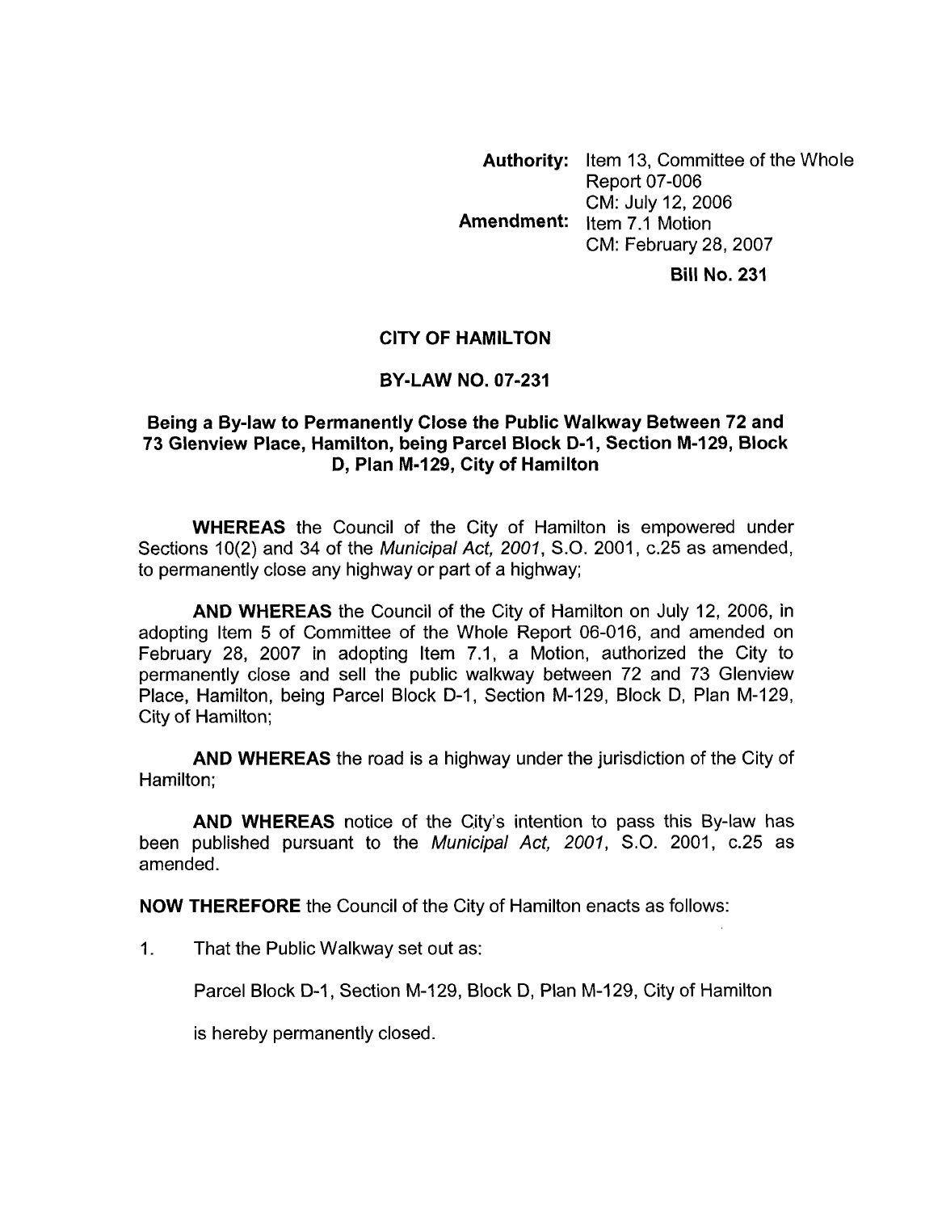**Authority:** Item 13, Committee of the Whole Report 07-006
CM: July 12, 2006
**Amendment:** Item 7.1 Motion
CM: February 28, 2007

**Bill No. 231**

# CITY OF HAMILTON

## BY-LAW NO. 07-231

### Being a By-law to Permanently Close the Public Walkway Between 72 and 73 Glenview Place, Hamilton, being Parcel Block D-1, Section M-129, Block D, Plan M-129, City of Hamilton

**WHEREAS** the Council of the City of Hamilton is empowered under Sections 10(2) and 34 of the *Municipal Act, 2001*, S.O. 2001, c.25 as amended, to permanently close any highway or part of a highway;

**AND WHEREAS** the Council of the City of Hamilton on July 12, 2006, in adopting Item 5 of Committee of the Whole Report 06-016, and amended on February 28, 2007 in adopting Item 7.1, a Motion, authorized the City to permanently close and sell the public walkway between 72 and 73 Glenview Place, Hamilton, being Parcel Block D-1, Section M-129, Block D, Plan M-129, City of Hamilton;

**AND WHEREAS** the road is a highway under the jurisdiction of the City of Hamilton;

**AND WHEREAS** notice of the City's intention to pass this By-law has been published pursuant to the *Municipal Act, 2001*, S.O. 2001, c.25 as amended.

**NOW THEREFORE** the Council of the City of Hamilton enacts as follows:

1. That the Public Walkway set out as:

   Parcel Block D-1, Section M-129, Block D, Plan M-129, City of Hamilton

   is hereby permanently closed.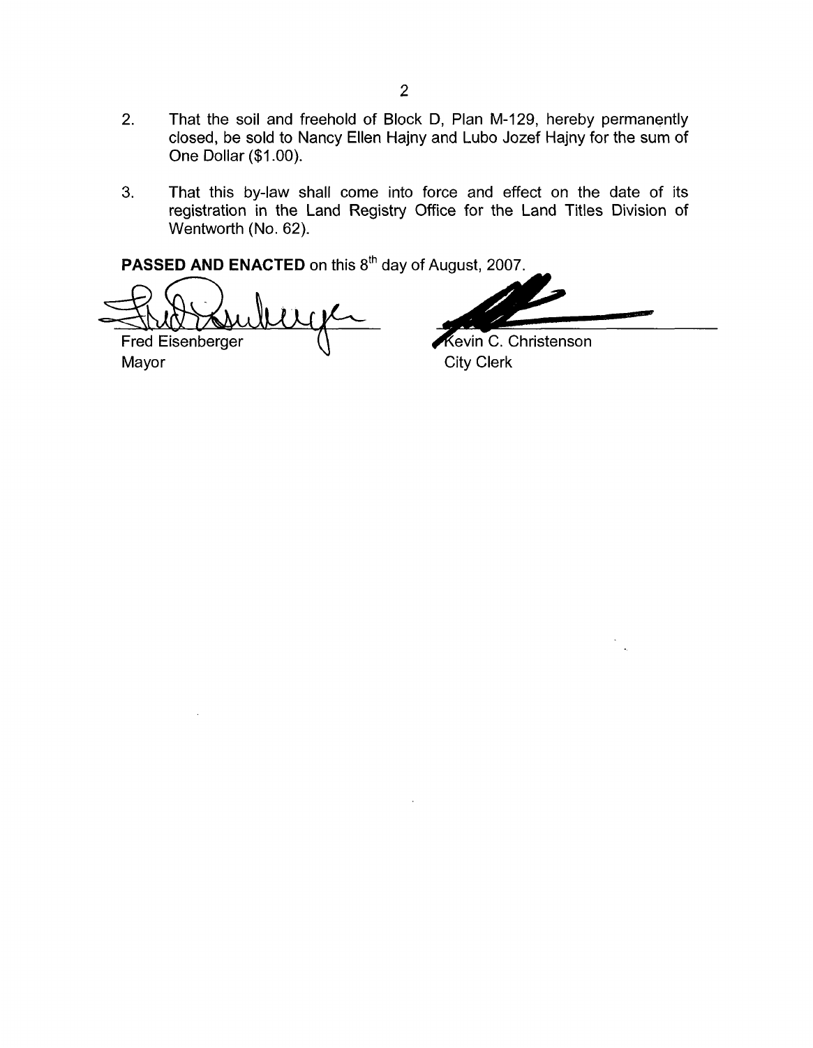2. That the soil and freehold of Block D, Plan M-129, hereby permanently closed, be sold to Nancy Ellen Hajny and Lubo Jozef Hajny for the sum of One Dollar ($1.00).

3. That this by-law shall come into force and effect on the date of its registration in the Land Registry Office for the Land Titles Division of Wentworth (No. 62).

**PASSED AND ENACTED** on this 8th day of August, 2007.

Fred Eisenberger
Mayor

Kevin C. Christenson
City Clerk